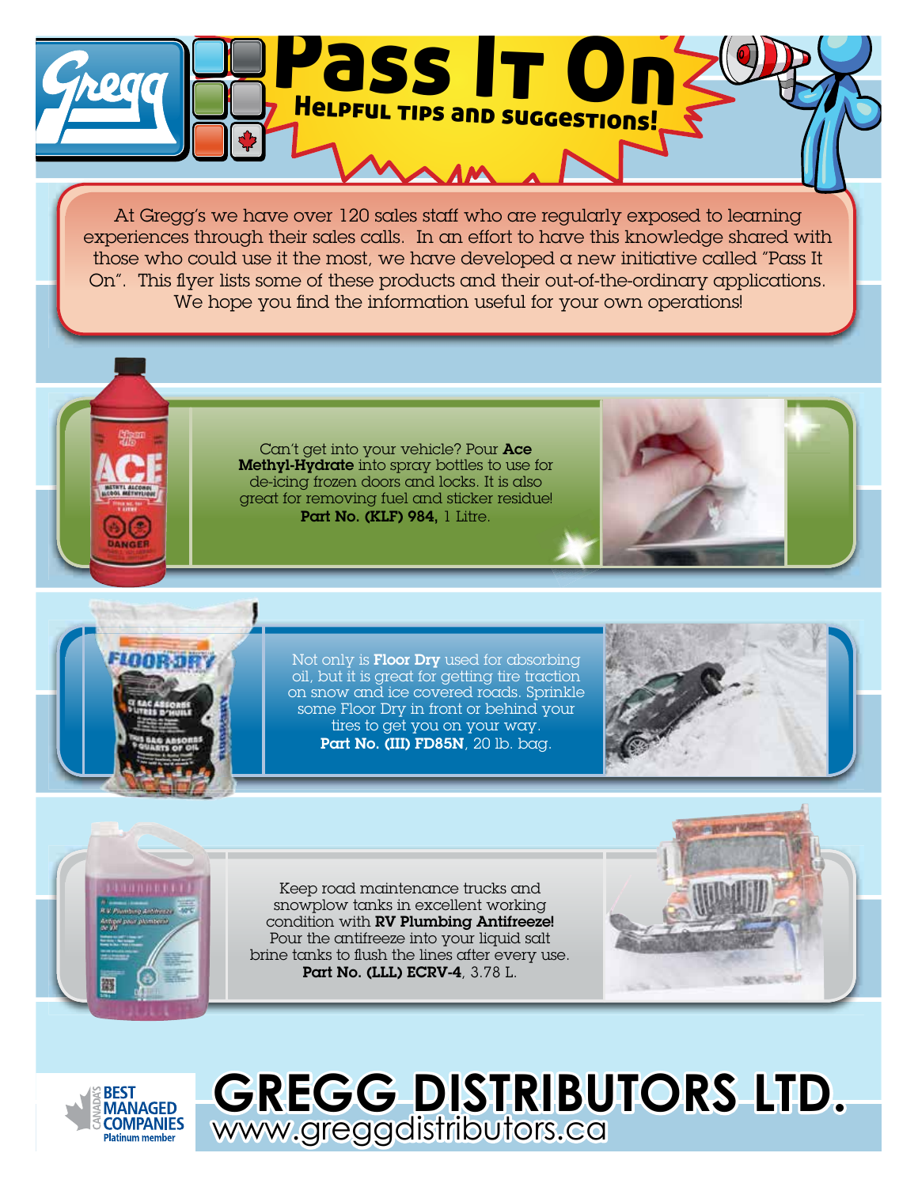# Pass It On

## Helpful tips and suggestions!

At Gregg's we have over 120 sales staff who are regularly exposed to learning experiences through their sales calls. In an effort to have this knowledge shared with those who could use it the most, we have developed a new initiative called "Pass It On". This flyer lists some of these products and their out-of-the-ordinary applications. We hope you find the information useful for your own operations!

Can't get into your vehicle? Pour **Ace Methyl-Hydrate** into spray bottles to use for de-icing frozen doors and locks. It is also great for removing fuel and sticker residue! **Part No. (KLF) 984,** 1 Litre.

Not only is **Floor Dry** used for absorbing oil, but it is great for getting tire traction on snow and ice covered roads. Sprinkle some Floor Dry in front or behind your tires to get you on your way. **Part No. (III) FD85N**, 20 lb. bag.

Keep road maintenance trucks and snowplow tanks in excellent working condition with **RV Plumbing Antifreeze!** Pour the antifreeze into your liquid salt brine tanks to flush the lines after every use. **Part No. (LLL) ECRV-4**, 3.78 L.

Canada's Best Managed Companies — Platinum member

# GREGG DISTRIBUTORS LTD.

www.greggdistributors.ca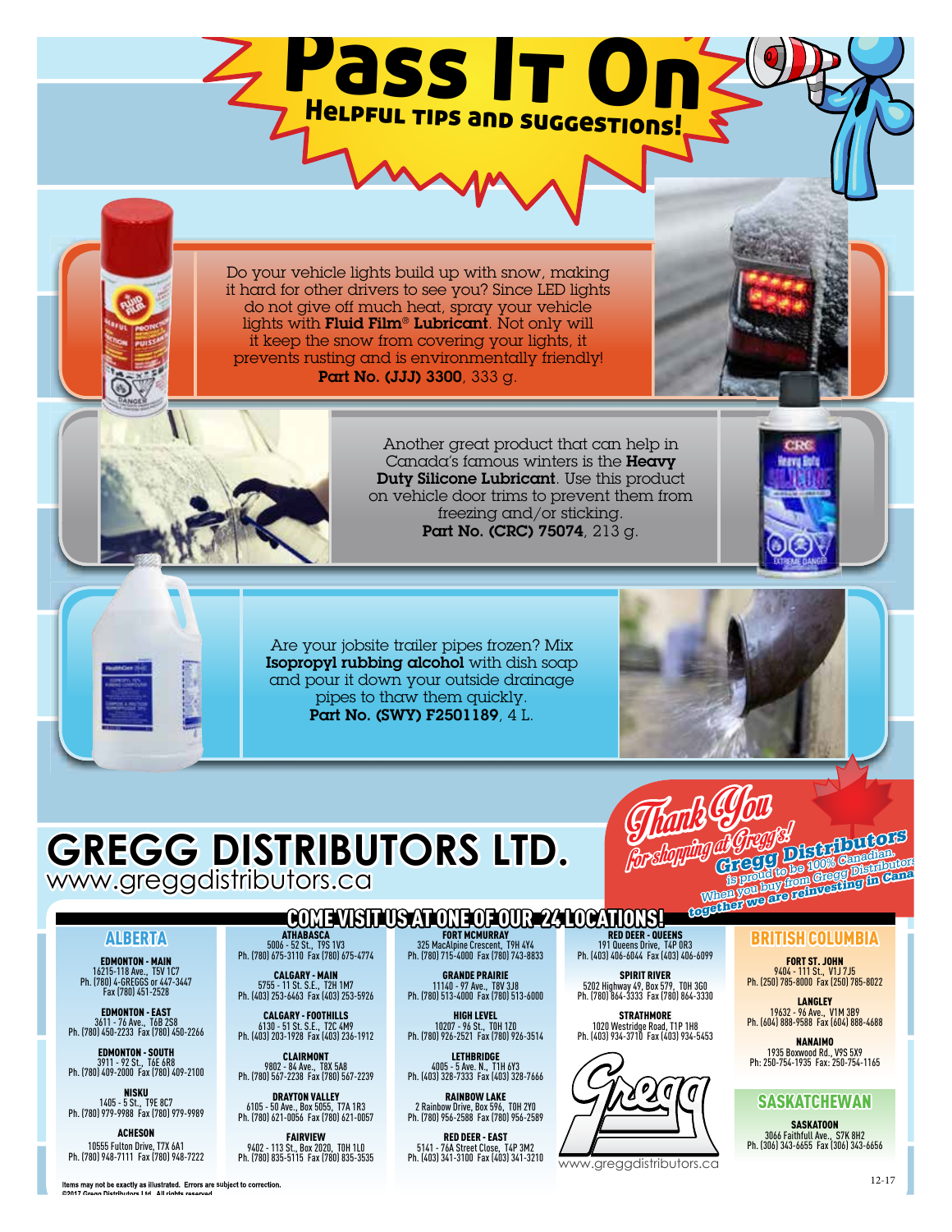# Pass It On

## Helpful tips and suggestions!

Do your vehicle lights build up with snow, making it hard for other drivers to see you? Since LED lights do not give off much heat, spray your vehicle lights with **Fluid Film® Lubricant**. Not only will it keep the snow from covering your lights, it prevents rusting and is environmentally friendly! **Part No. (JJJ) 3300**, 333 g.

Another great product that can help in Canada's famous winters is the **Heavy Duty Silicone Lubricant**. Use this product on vehicle door trims to prevent them from freezing and/or sticking. **Part No. (CRC) 75074**, 213 g.

Are your jobsite trailer pipes frozen? Mix **Isopropyl rubbing alcohol** with dish soap and pour it down your outside drainage pipes to thaw them quickly. **Part No. (SWY) F2501189**, 4 L.

# GREGG DISTRIBUTORS LTD.

www.greggdistributors.ca

*Thank You for shopping at Gregg's!*

**Gregg Distributors** is proud to be 100% Canadian. When you buy from Gregg Distributors together we are reinvesting in Canada.

## COME VISIT US AT ONE OF OUR 24 LOCATIONS!

### ALBERTA

**EDMONTON - MAIN**
16215-118 Ave., T5V 1C7
Ph. (780) 4-GREGGS or 447-3447
Fax (780) 451-2528

**EDMONTON - EAST**
3611 - 76 Ave., T6B 2S8
Ph. (780) 450-2233 Fax (780) 450-2266

**EDMONTON - SOUTH**
3911 - 92 St., T6E 6R8
Ph. (780) 409-2000 Fax (780) 409-2100

**NISKU**
1405 - 5 St., T9E 8C7
Ph. (780) 979-9988 Fax (780) 979-9989

**ACHESON**
10555 Fulton Drive, T7X 6A1
Ph. (780) 948-7111 Fax (780) 948-7222

**ATHABASCA**
5006 - 52 St., T9S 1V3
Ph. (780) 675-3110 Fax (780) 675-4774

**CALGARY - MAIN**
5755 - 11 St. S.E., T2H 1M7
Ph. (403) 253-6463 Fax (403) 253-5926

**CALGARY - FOOTHILLS**
6130 - 51 St. S.E., T2C 4M9
Ph. (403) 203-1928 Fax (403) 236-1912

**CLAIRMONT**
9802 - 84 Ave., T8X 5A8
Ph. (780) 567-2238 Fax (780) 567-2239

**DRAYTON VALLEY**
6105 - 50 Ave., Box 5055, T7A 1R3
Ph. (780) 621-0056 Fax (780) 621-0057

**FAIRVIEW**
9402 - 113 St., Box 2020, T0H 1L0
Ph. (780) 835-5115 Fax (780) 835-3535

**FORT MCMURRAY**
325 MacAlpine Crescent, T9H 4Y4
Ph. (780) 715-4000 Fax (780) 743-8833

**GRANDE PRAIRIE**
11140 - 97 Ave., T8V 3J8
Ph. (780) 513-4000 Fax (780) 513-6000

**HIGH LEVEL**
10207 - 96 St., T0H 1Z0
Ph. (780) 926-2521 Fax (780) 926-3514

**LETHBRIDGE**
4005 - 5 Ave. N., T1H 6Y3
Ph. (403) 328-7333 Fax (403) 328-7666

**RAINBOW LAKE**
2 Rainbow Drive, Box 596, T0H 2Y0
Ph. (780) 956-2588 Fax (780) 956-2589

**RED DEER - EAST**
5141 - 76A Street Close, T4P 3M2
Ph. (403) 341-3100 Fax (403) 341-3210

**RED DEER - QUEENS**
191 Queens Drive, T4P 0R3
Ph. (403) 406-6044 Fax (403) 406-6099

**SPIRIT RIVER**
5202 Highway 49, Box 579, T0H 3G0
Ph. (780) 864-3333 Fax (780) 864-3330

**STRATHMORE**
1020 Westridge Road, T1P 1H8
Ph. (403) 934-3710 Fax (403) 934-5453

### BRITISH COLUMBIA

**FORT ST. JOHN**
9404 - 111 St., V1J 7J5
Ph. (250) 785-8000 Fax (250) 785-8022

**LANGLEY**
19632 - 96 Ave., V1M 3B9
Ph. (604) 888-9588 Fax (604) 888-4688

**NANAIMO**
1935 Boxwood Rd., V9S 5X9
Ph: 250-754-1935 Fax: 250-754-1165

### SASKATCHEWAN

**SASKATOON**
3066 Faithfull Ave., S7K 8H2
Ph. (306) 343-6655 Fax (306) 343-6656

Gregg
www.greggdistributors.ca

Items may not be exactly as illustrated. Errors are subject to correction.
©2017 Gregg Distributors Ltd. All rights reserved.

12-17